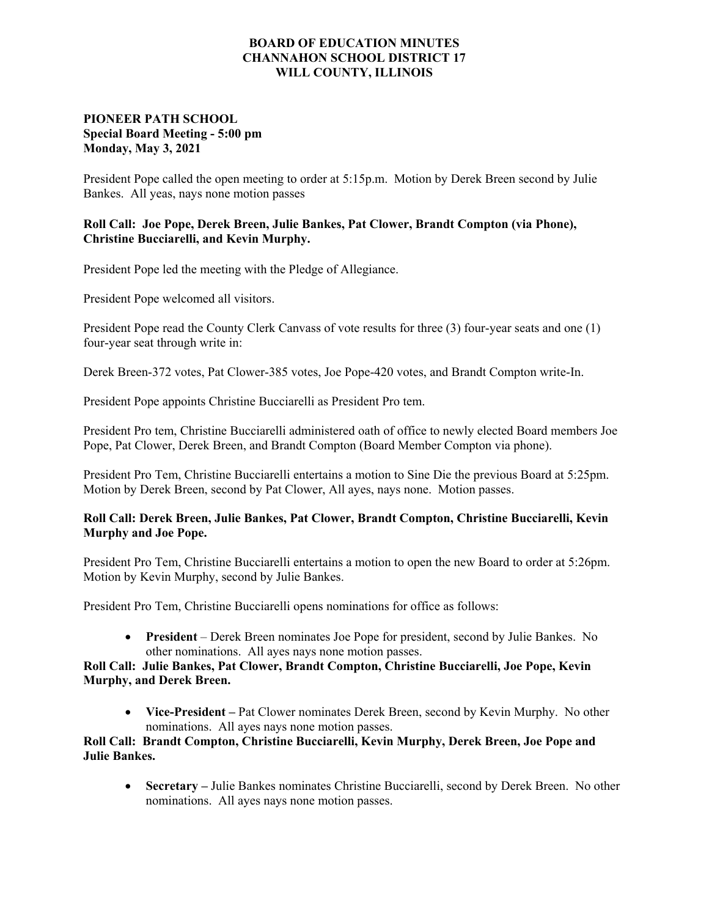# BOARD OF EDUCATION MINUTES
# CHANNAHON SCHOOL DISTRICT 17
# WILL COUNTY, ILLINOIS

**PIONEER PATH SCHOOL**
**Special Board Meeting - 5:00 pm**
**Monday, May 3, 2021**

President Pope called the open meeting to order at 5:15p.m. Motion by Derek Breen second by Julie Bankes. All yeas, nays none motion passes

**Roll Call: Joe Pope, Derek Breen, Julie Bankes, Pat Clower, Brandt Compton (via Phone), Christine Bucciarelli, and Kevin Murphy.**

President Pope led the meeting with the Pledge of Allegiance.

President Pope welcomed all visitors.

President Pope read the County Clerk Canvass of vote results for three (3) four-year seats and one (1) four-year seat through write in:

Derek Breen-372 votes, Pat Clower-385 votes, Joe Pope-420 votes, and Brandt Compton write-In.

President Pope appoints Christine Bucciarelli as President Pro tem.

President Pro tem, Christine Bucciarelli administered oath of office to newly elected Board members Joe Pope, Pat Clower, Derek Breen, and Brandt Compton (Board Member Compton via phone).

President Pro Tem, Christine Bucciarelli entertains a motion to Sine Die the previous Board at 5:25pm. Motion by Derek Breen, second by Pat Clower, All ayes, nays none. Motion passes.

**Roll Call: Derek Breen, Julie Bankes, Pat Clower, Brandt Compton, Christine Bucciarelli, Kevin Murphy and Joe Pope.**

President Pro Tem, Christine Bucciarelli entertains a motion to open the new Board to order at 5:26pm. Motion by Kevin Murphy, second by Julie Bankes.

President Pro Tem, Christine Bucciarelli opens nominations for office as follows:

- **President** – Derek Breen nominates Joe Pope for president, second by Julie Bankes. No other nominations. All ayes nays none motion passes.

**Roll Call: Julie Bankes, Pat Clower, Brandt Compton, Christine Bucciarelli, Joe Pope, Kevin Murphy, and Derek Breen.**

- **Vice-President –** Pat Clower nominates Derek Breen, second by Kevin Murphy. No other nominations. All ayes nays none motion passes.

**Roll Call: Brandt Compton, Christine Bucciarelli, Kevin Murphy, Derek Breen, Joe Pope and Julie Bankes.**

- **Secretary –** Julie Bankes nominates Christine Bucciarelli, second by Derek Breen. No other nominations. All ayes nays none motion passes.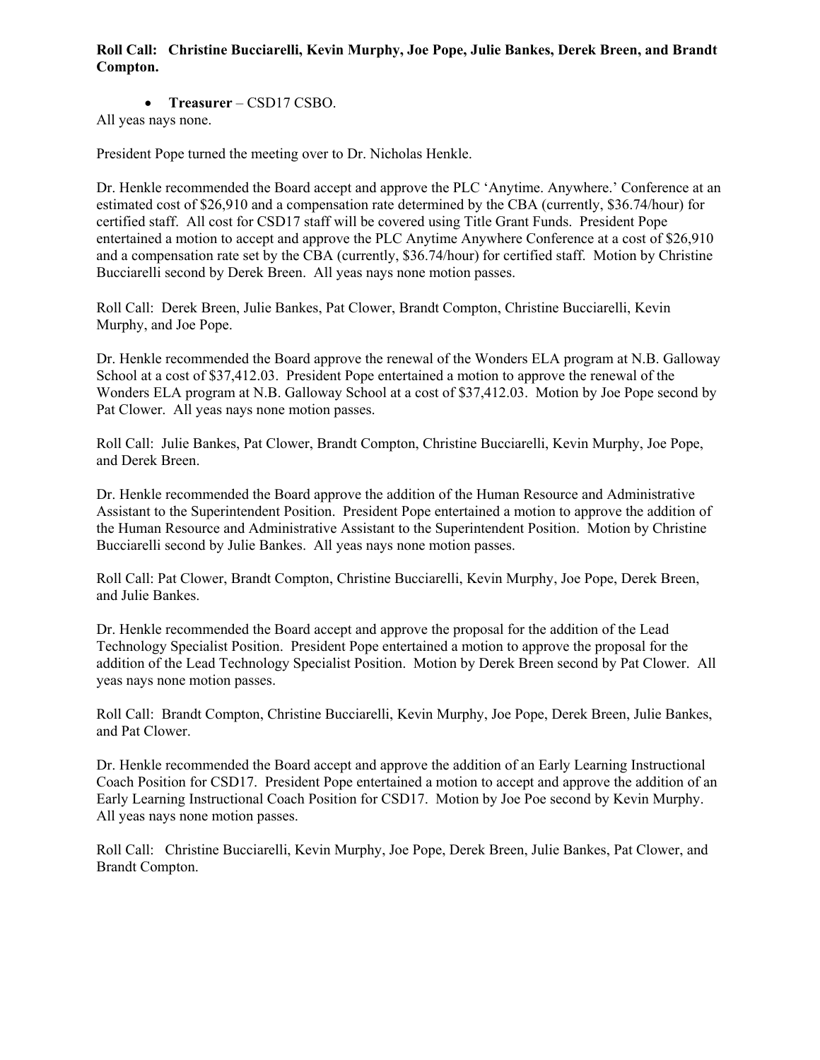**Roll Call: Christine Bucciarelli, Kevin Murphy, Joe Pope, Julie Bankes, Derek Breen, and Brandt Compton.**

- **Treasurer** – CSD17 CSBO.

All yeas nays none.

President Pope turned the meeting over to Dr. Nicholas Henkle.

Dr. Henkle recommended the Board accept and approve the PLC 'Anytime. Anywhere.' Conference at an estimated cost of $26,910 and a compensation rate determined by the CBA (currently, $36.74/hour) for certified staff. All cost for CSD17 staff will be covered using Title Grant Funds. President Pope entertained a motion to accept and approve the PLC Anytime Anywhere Conference at a cost of $26,910 and a compensation rate set by the CBA (currently, $36.74/hour) for certified staff. Motion by Christine Bucciarelli second by Derek Breen. All yeas nays none motion passes.

Roll Call: Derek Breen, Julie Bankes, Pat Clower, Brandt Compton, Christine Bucciarelli, Kevin Murphy, and Joe Pope.

Dr. Henkle recommended the Board approve the renewal of the Wonders ELA program at N.B. Galloway School at a cost of $37,412.03. President Pope entertained a motion to approve the renewal of the Wonders ELA program at N.B. Galloway School at a cost of $37,412.03. Motion by Joe Pope second by Pat Clower. All yeas nays none motion passes.

Roll Call: Julie Bankes, Pat Clower, Brandt Compton, Christine Bucciarelli, Kevin Murphy, Joe Pope, and Derek Breen.

Dr. Henkle recommended the Board approve the addition of the Human Resource and Administrative Assistant to the Superintendent Position. President Pope entertained a motion to approve the addition of the Human Resource and Administrative Assistant to the Superintendent Position. Motion by Christine Bucciarelli second by Julie Bankes. All yeas nays none motion passes.

Roll Call: Pat Clower, Brandt Compton, Christine Bucciarelli, Kevin Murphy, Joe Pope, Derek Breen, and Julie Bankes.

Dr. Henkle recommended the Board accept and approve the proposal for the addition of the Lead Technology Specialist Position. President Pope entertained a motion to approve the proposal for the addition of the Lead Technology Specialist Position. Motion by Derek Breen second by Pat Clower. All yeas nays none motion passes.

Roll Call: Brandt Compton, Christine Bucciarelli, Kevin Murphy, Joe Pope, Derek Breen, Julie Bankes, and Pat Clower.

Dr. Henkle recommended the Board accept and approve the addition of an Early Learning Instructional Coach Position for CSD17. President Pope entertained a motion to accept and approve the addition of an Early Learning Instructional Coach Position for CSD17. Motion by Joe Poe second by Kevin Murphy. All yeas nays none motion passes.

Roll Call: Christine Bucciarelli, Kevin Murphy, Joe Pope, Derek Breen, Julie Bankes, Pat Clower, and Brandt Compton.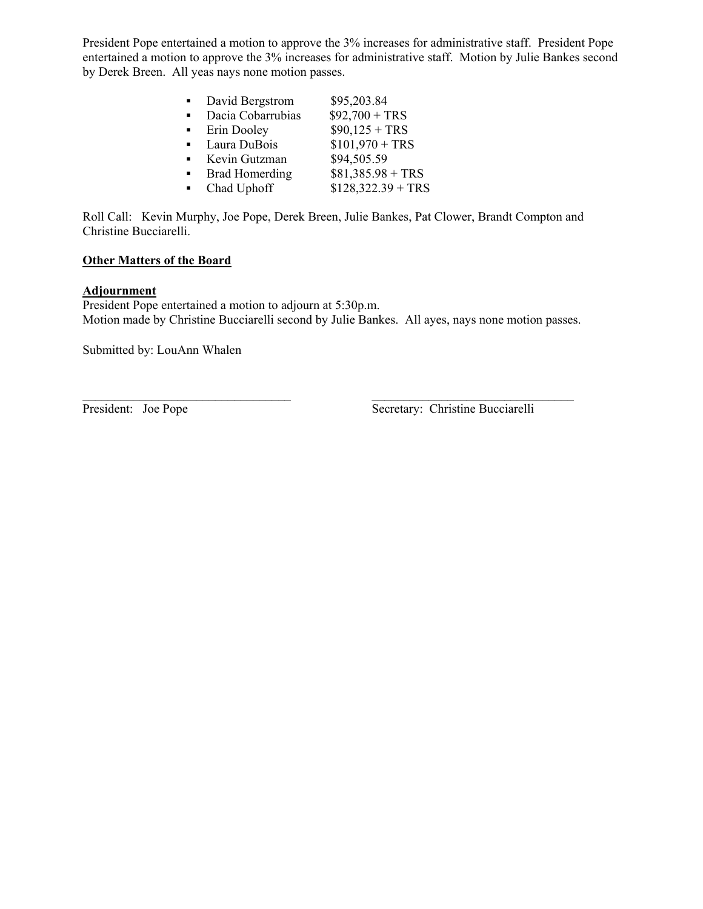President Pope entertained a motion to approve the 3% increases for administrative staff. President Pope entertained a motion to approve the 3% increases for administrative staff. Motion by Julie Bankes second by Derek Breen. All yeas nays none motion passes.

- David Bergstrom $95,203.84
- Dacia Cobarrubias $92,700 + TRS
- Erin Dooley $90,125 + TRS
- Laura DuBois $101,970 + TRS
- Kevin Gutzman $94,505.59
- Brad Homerding $81,385.98 + TRS
- Chad Uphoff $128,322.39 + TRS

Roll Call: Kevin Murphy, Joe Pope, Derek Breen, Julie Bankes, Pat Clower, Brandt Compton and Christine Bucciarelli.

**Other Matters of the Board**

**Adjournment**

President Pope entertained a motion to adjourn at 5:30p.m.
Motion made by Christine Bucciarelli second by Julie Bankes. All ayes, nays none motion passes.

Submitted by: LouAnn Whalen

\_\_\_\_\_\_\_\_\_\_\_\_\_\_\_\_\_\_\_\_\_\_\_\_\_\_\_\_\_\_\_\_\_\_ \_\_\_\_\_\_\_\_\_\_\_\_\_\_\_\_\_\_\_\_\_\_\_\_\_\_\_\_\_\_\_\_\_\_

President: Joe Pope Secretary: Christine Bucciarelli